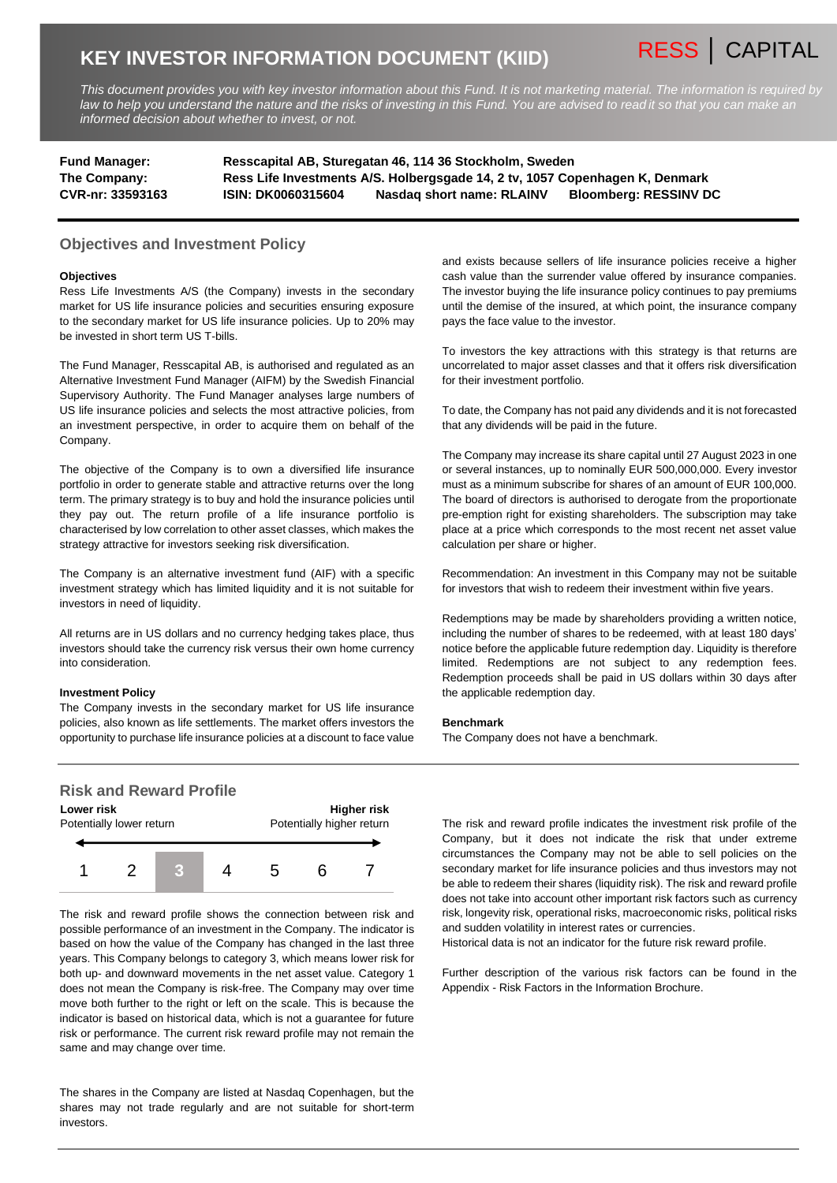# KEY INVESTOR INFORMATION DOCUMENT (KIID)

RESS | CAPITAL

*This document provides you with key investor information about this Fund. It is not marketing material. The information is required by law to help you understand the nature and the risks of investing in this Fund. You are advised to read it so that you can make an informed decision about whether to invest, or not.*

| | | | |
|---|---|---|---|
| **Fund Manager:** | **Resscapital AB, Sturegatan 46, 114 36 Stockholm, Sweden** | | |
| **The Company:** | **Ress Life Investments A/S. Holbergsgade 14, 2 tv, 1057 Copenhagen K, Denmark** | | |
| **CVR-nr: 33593163** | **ISIN: DK0060315604** | **Nasdaq short name: RLAINV** | **Bloomberg: RESSINV DC** |

## Objectives and Investment Policy

**Objectives**

Ress Life Investments A/S (the Company) invests in the secondary market for US life insurance policies and securities ensuring exposure to the secondary market for US life insurance policies. Up to 20% may be invested in short term US T-bills.

The Fund Manager, Resscapital AB, is authorised and regulated as an Alternative Investment Fund Manager (AIFM) by the Swedish Financial Supervisory Authority. The Fund Manager analyses large numbers of US life insurance policies and selects the most attractive policies, from an investment perspective, in order to acquire them on behalf of the Company.

The objective of the Company is to own a diversified life insurance portfolio in order to generate stable and attractive returns over the long term. The primary strategy is to buy and hold the insurance policies until they pay out. The return profile of a life insurance portfolio is characterised by low correlation to other asset classes, which makes the strategy attractive for investors seeking risk diversification.

The Company is an alternative investment fund (AIF) with a specific investment strategy which has limited liquidity and it is not suitable for investors in need of liquidity.

All returns are in US dollars and no currency hedging takes place, thus investors should take the currency risk versus their own home currency into consideration.

**Investment Policy**

The Company invests in the secondary market for US life insurance policies, also known as life settlements. The market offers investors the opportunity to purchase life insurance policies at a discount to face value and exists because sellers of life insurance policies receive a higher cash value than the surrender value offered by insurance companies. The investor buying the life insurance policy continues to pay premiums until the demise of the insured, at which point, the insurance company pays the face value to the investor.

To investors the key attractions with this strategy is that returns are uncorrelated to major asset classes and that it offers risk diversification for their investment portfolio.

To date, the Company has not paid any dividends and it is not forecasted that any dividends will be paid in the future.

The Company may increase its share capital until 27 August 2023 in one or several instances, up to nominally EUR 500,000,000. Every investor must as a minimum subscribe for shares of an amount of EUR 100,000. The board of directors is authorised to derogate from the proportionate pre-emption right for existing shareholders. The subscription may take place at a price which corresponds to the most recent net asset value calculation per share or higher.

Recommendation: An investment in this Company may not be suitable for investors that wish to redeem their investment within five years.

Redemptions may be made by shareholders providing a written notice, including the number of shares to be redeemed, with at least 180 days' notice before the applicable future redemption day. Liquidity is therefore limited. Redemptions are not subject to any redemption fees. Redemption proceeds shall be paid in US dollars within 30 days after the applicable redemption day.

**Benchmark**

The Company does not have a benchmark.

## Risk and Reward Profile

| **Lower risk** Potentially lower return | | | | | | **Higher risk** Potentially higher return |
|---|---|---|---|---|---|---|
| 1 | 2 | **3** | 4 | 5 | 6 | 7 |

The risk and reward profile shows the connection between risk and possible performance of an investment in the Company. The indicator is based on how the value of the Company has changed in the last three years. This Company belongs to category 3, which means lower risk for both up- and downward movements in the net asset value. Category 1 does not mean the Company is risk-free. The Company may over time move both further to the right or left on the scale. This is because the indicator is based on historical data, which is not a guarantee for future risk or performance. The current risk reward profile may not remain the same and may change over time.

The shares in the Company are listed at Nasdaq Copenhagen, but the shares may not trade regularly and are not suitable for short-term investors.

The risk and reward profile indicates the investment risk profile of the Company, but it does not indicate the risk that under extreme circumstances the Company may not be able to sell policies on the secondary market for life insurance policies and thus investors may not be able to redeem their shares (liquidity risk). The risk and reward profile does not take into account other important risk factors such as currency risk, longevity risk, operational risks, macroeconomic risks, political risks and sudden volatility in interest rates or currencies.

Historical data is not an indicator for the future risk reward profile.

Further description of the various risk factors can be found in the Appendix - Risk Factors in the Information Brochure.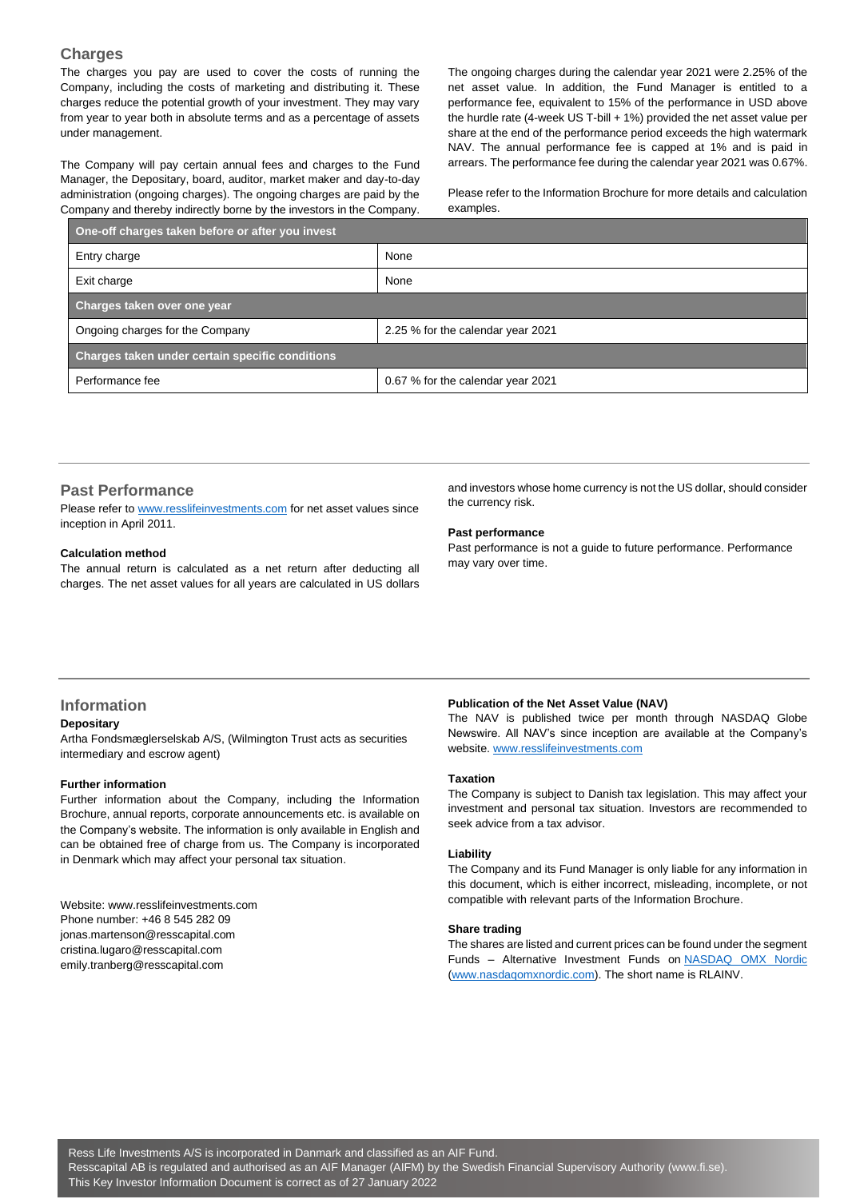## Charges

The charges you pay are used to cover the costs of running the Company, including the costs of marketing and distributing it. These charges reduce the potential growth of your investment. They may vary from year to year both in absolute terms and as a percentage of assets under management.

The Company will pay certain annual fees and charges to the Fund Manager, the Depositary, board, auditor, market maker and day-to-day administration (ongoing charges). The ongoing charges are paid by the Company and thereby indirectly borne by the investors in the Company.

The ongoing charges during the calendar year 2021 were 2.25% of the net asset value. In addition, the Fund Manager is entitled to a performance fee, equivalent to 15% of the performance in USD above the hurdle rate (4-week US T-bill + 1%) provided the net asset value per share at the end of the performance period exceeds the high watermark NAV. The annual performance fee is capped at 1% and is paid in arrears. The performance fee during the calendar year 2021 was 0.67%.

Please refer to the Information Brochure for more details and calculation examples.

| | |
|---|---|
| **One-off charges taken before or after you invest** | |
| Entry charge | None |
| Exit charge | None |
| **Charges taken over one year** | |
| Ongoing charges for the Company | 2.25 % for the calendar year 2021 |
| **Charges taken under certain specific conditions** | |
| Performance fee | 0.67 % for the calendar year 2021 |

## Past Performance

Please refer to www.resslifeinvestments.com for net asset values since inception in April 2011.

**Calculation method**

The annual return is calculated as a net return after deducting all charges. The net asset values for all years are calculated in US dollars and investors whose home currency is not the US dollar, should consider the currency risk.

**Past performance**

Past performance is not a guide to future performance. Performance may vary over time.

## Information

**Depositary**

Artha Fondsmæglerselskab A/S, (Wilmington Trust acts as securities intermediary and escrow agent)

**Further information**

Further information about the Company, including the Information Brochure, annual reports, corporate announcements etc. is available on the Company's website. The information is only available in English and can be obtained free of charge from us. The Company is incorporated in Denmark which may affect your personal tax situation.

Website: www.resslifeinvestments.com
Phone number: +46 8 545 282 09
jonas.martenson@resscapital.com
cristina.lugaro@resscapital.com
emily.tranberg@resscapital.com

**Publication of the Net Asset Value (NAV)**

The NAV is published twice per month through NASDAQ Globe Newswire. All NAV's since inception are available at the Company's website. www.resslifeinvestments.com

**Taxation**

The Company is subject to Danish tax legislation. This may affect your investment and personal tax situation. Investors are recommended to seek advice from a tax advisor.

**Liability**

The Company and its Fund Manager is only liable for any information in this document, which is either incorrect, misleading, incomplete, or not compatible with relevant parts of the Information Brochure.

**Share trading**

The shares are listed and current prices can be found under the segment Funds – Alternative Investment Funds on NASDAQ OMX Nordic (www.nasdaqomxnordic.com). The short name is RLAINV.

Ress Life Investments A/S is incorporated in Danmark and classified as an AIF Fund.
Resscapital AB is regulated and authorised as an AIF Manager (AIFM) by the Swedish Financial Supervisory Authority (www.fi.se).
This Key Investor Information Document is correct as of 27 January 2022